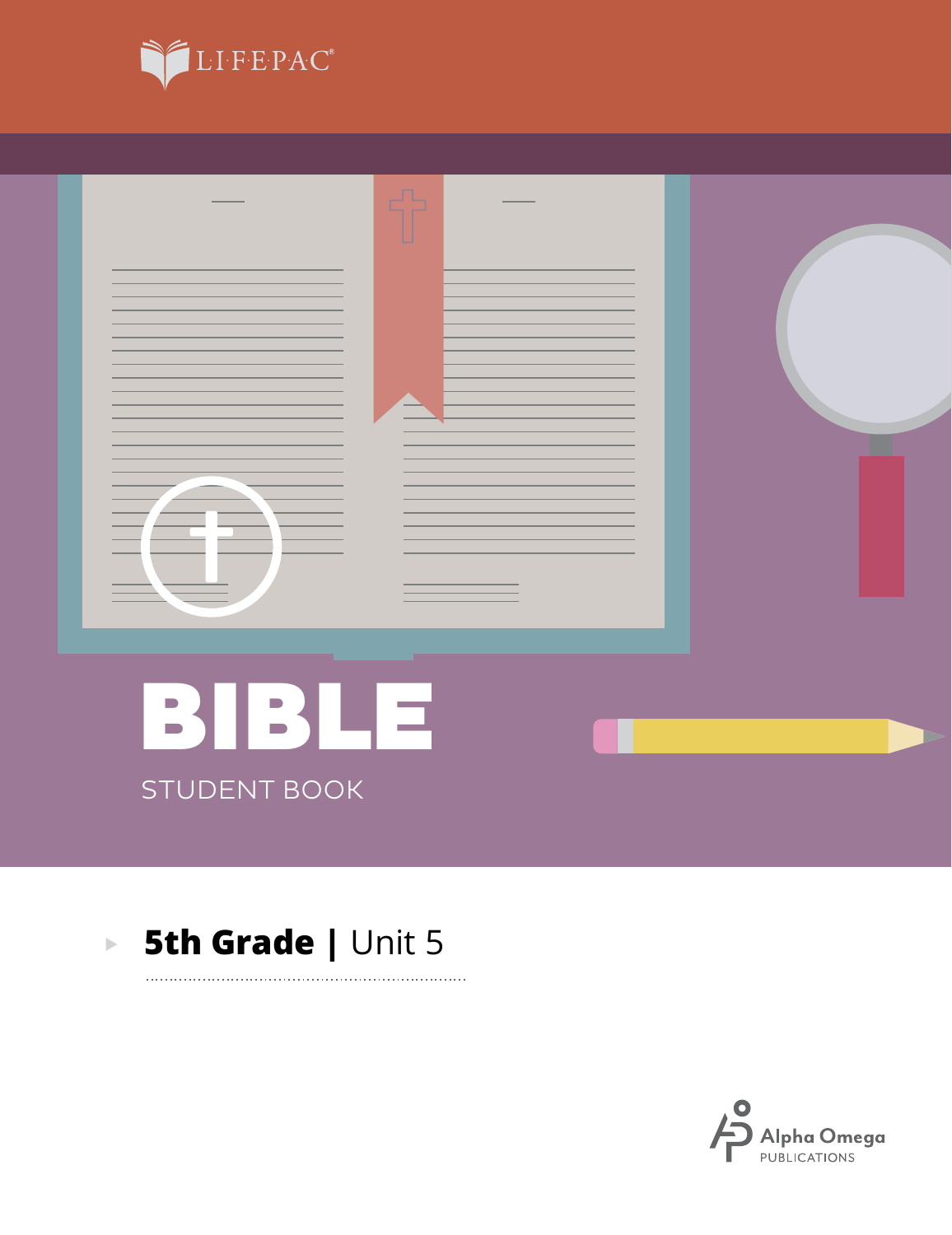LIFEPAC®

# BIBLE

STUDENT BOOK

## 5th Grade | Unit 5

Alpha Omega PUBLICATIONS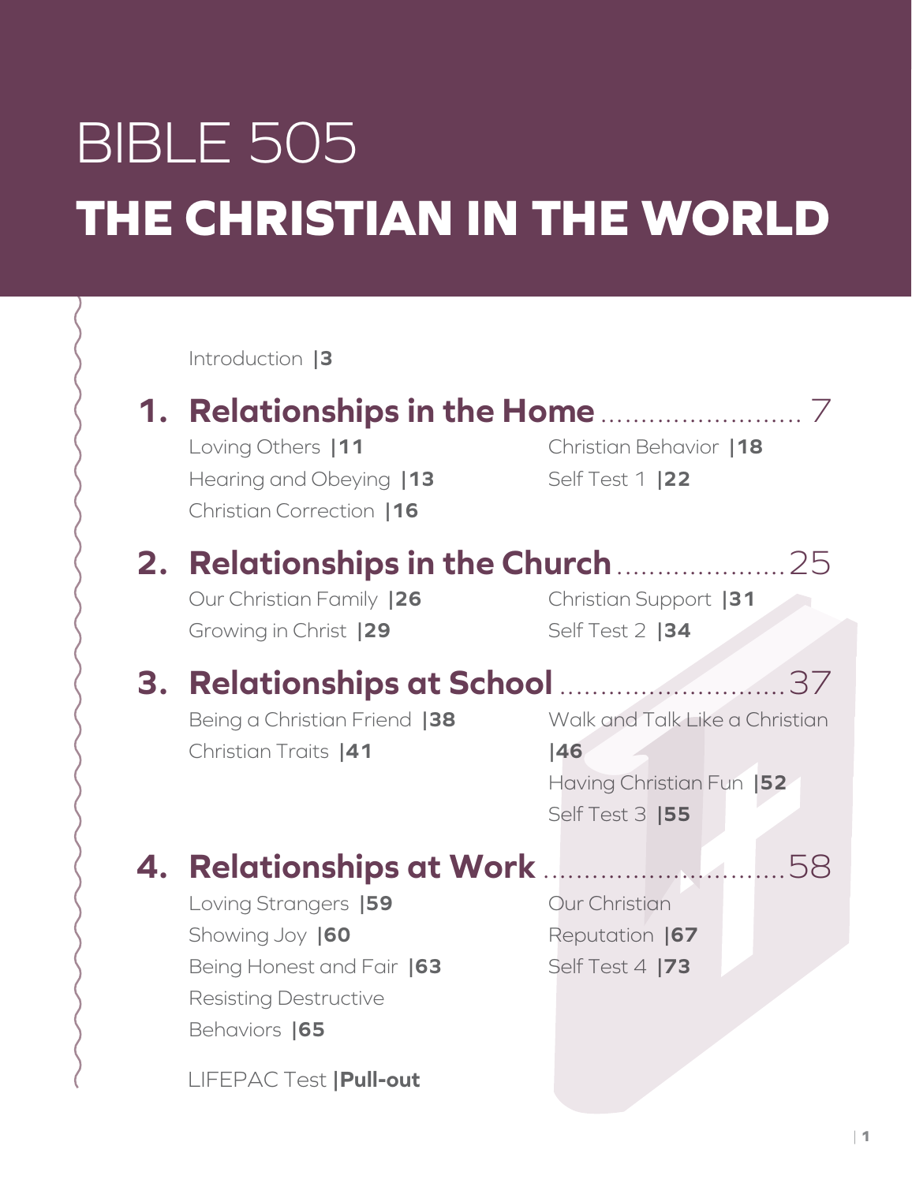# BIBLE 505

# THE CHRISTIAN IN THE WORLD

Introduction |3

## 1. Relationships in the Home ........................ 7

Loving Others |11
Hearing and Obeying |13
Christian Correction |16
Christian Behavior |18
Self Test 1 |22

## 2. Relationships in the Church .................... 25

Our Christian Family |26
Growing in Christ |29
Christian Support |31
Self Test 2 |34

## 3. Relationships at School ........................... 37

Being a Christian Friend |38
Christian Traits |41
Walk and Talk Like a Christian |46
Having Christian Fun |52
Self Test 3 |55

## 4. Relationships at Work ............................ 58

Loving Strangers |59
Showing Joy |60
Being Honest and Fair |63
Resisting Destructive Behaviors |65
Our Christian Reputation |67
Self Test 4 |73

LIFEPAC Test |**Pull-out**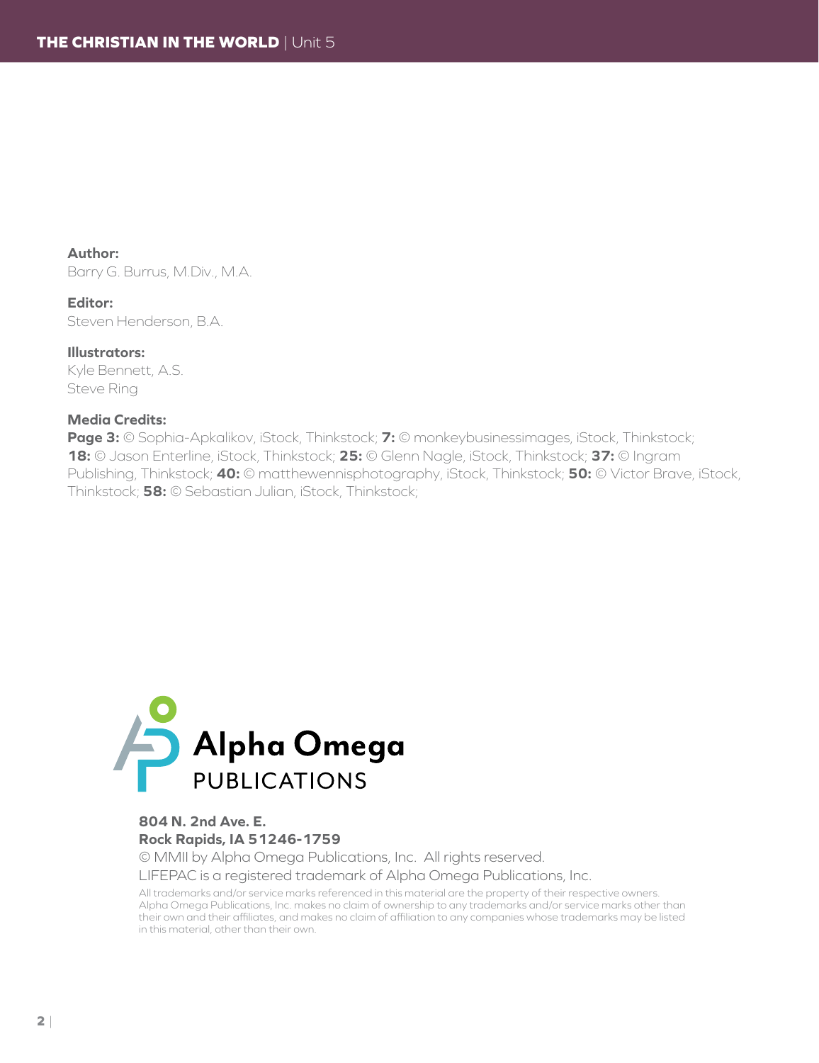**Author:**
Barry G. Burrus, M.Div., M.A.

**Editor:**
Steven Henderson, B.A.

**Illustrators:**
Kyle Bennett, A.S.
Steve Ring

**Media Credits:**
**Page 3:** © Sophia-Apkalikov, iStock, Thinkstock; **7:** © monkeybusinessimages, iStock, Thinkstock; **18:** © Jason Enterline, iStock, Thinkstock; **25:** © Glenn Nagle, iStock, Thinkstock; **37:** © Ingram Publishing, Thinkstock; **40:** © matthewennisphotography, iStock, Thinkstock; **50:** © Victor Brave, iStock, Thinkstock; **58:** © Sebastian Julian, iStock, Thinkstock;

Alpha Omega PUBLICATIONS

**804 N. 2nd Ave. E.**
**Rock Rapids, IA 51246-1759**
© MMII by Alpha Omega Publications, Inc. All rights reserved.
LIFEPAC is a registered trademark of Alpha Omega Publications, Inc.

All trademarks and/or service marks referenced in this material are the property of their respective owners. Alpha Omega Publications, Inc. makes no claim of ownership to any trademarks and/or service marks other than their own and their affiliates, and makes no claim of affiliation to any companies whose trademarks may be listed in this material, other than their own.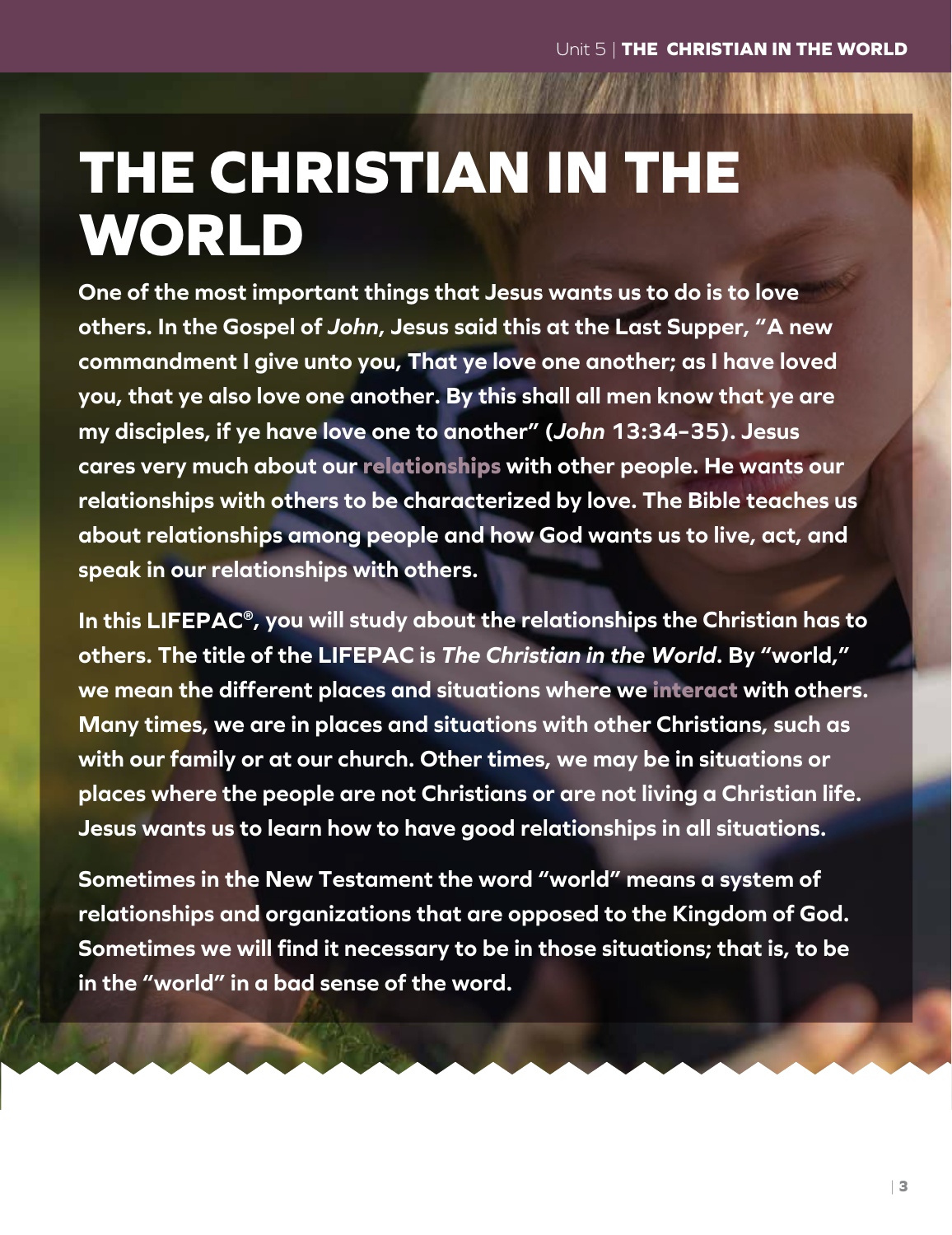# THE CHRISTIAN IN THE WORLD

**One of the most important things that Jesus wants us to do is to love others. In the Gospel of *John*, Jesus said this at the Last Supper, "A new commandment I give unto you, That ye love one another; as I have loved you, that ye also love one another. By this shall all men know that ye are my disciples, if ye have love one to another" (*John* 13:34–35). Jesus cares very much about our relationships with other people. He wants our relationships with others to be characterized by love. The Bible teaches us about relationships among people and how God wants us to live, act, and speak in our relationships with others.**

**In this LIFEPAC®, you will study about the relationships the Christian has to others. The title of the LIFEPAC is *The Christian in the World*. By "world," we mean the different places and situations where we interact with others. Many times, we are in places and situations with other Christians, such as with our family or at our church. Other times, we may be in situations or places where the people are not Christians or are not living a Christian life. Jesus wants us to learn how to have good relationships in all situations.**

**Sometimes in the New Testament the word "world" means a system of relationships and organizations that are opposed to the Kingdom of God. Sometimes we will find it necessary to be in those situations; that is, to be in the "world" in a bad sense of the word.**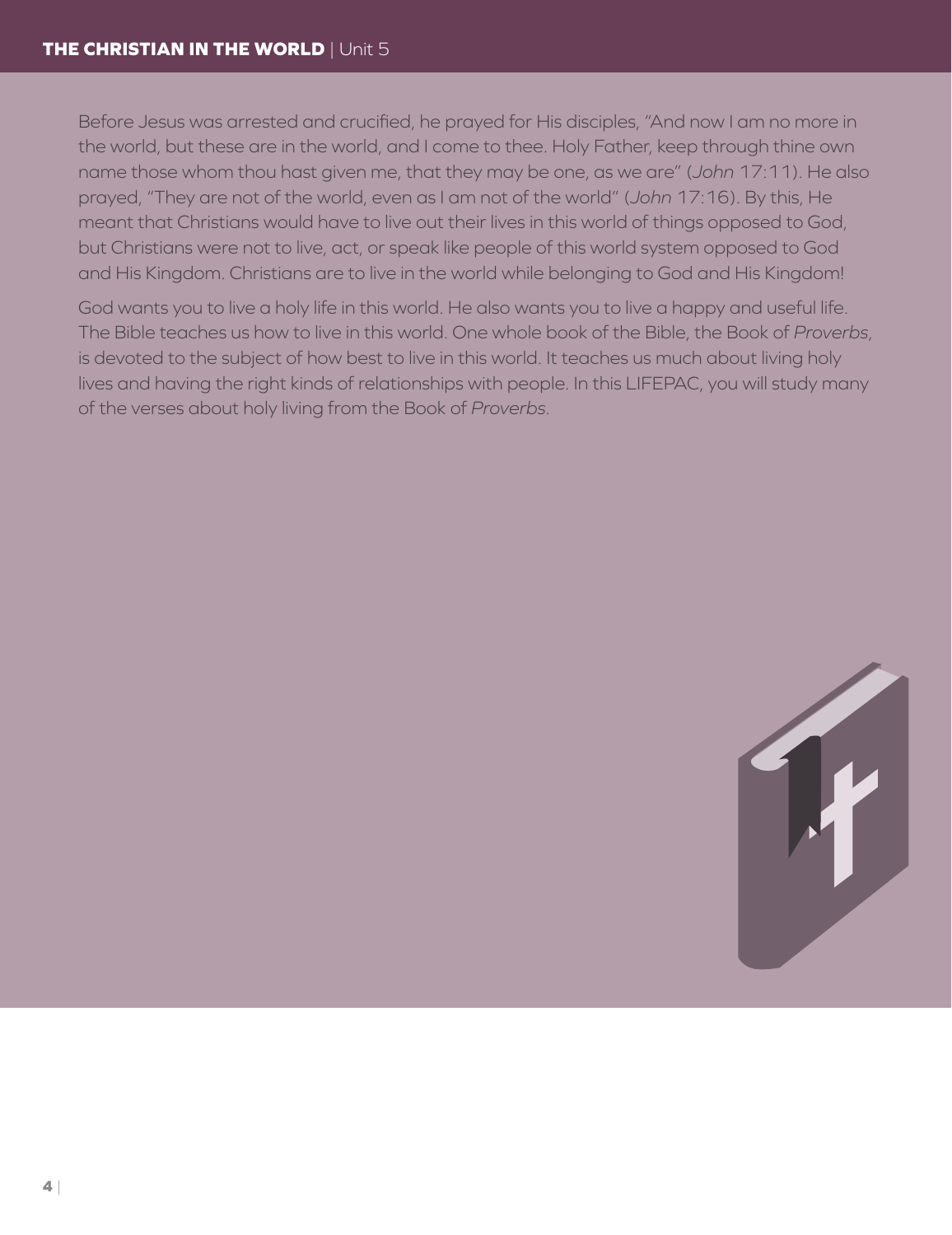Before Jesus was arrested and crucified, he prayed for His disciples, "And now I am no more in the world, but these are in the world, and I come to thee. Holy Father, keep through thine own name those whom thou hast given me, that they may be one, as we are" (*John* 17:11). He also prayed, "They are not of the world, even as I am not of the world" (*John* 17:16). By this, He meant that Christians would have to live out their lives in this world of things opposed to God, but Christians were not to live, act, or speak like people of this world system opposed to God and His Kingdom. Christians are to live in the world while belonging to God and His Kingdom!

God wants you to live a holy life in this world. He also wants you to live a happy and useful life. The Bible teaches us how to live in this world. One whole book of the Bible, the Book of *Proverbs*, is devoted to the subject of how best to live in this world. It teaches us much about living holy lives and having the right kinds of relationships with people. In this LIFEPAC, you will study many of the verses about holy living from the Book of *Proverbs*.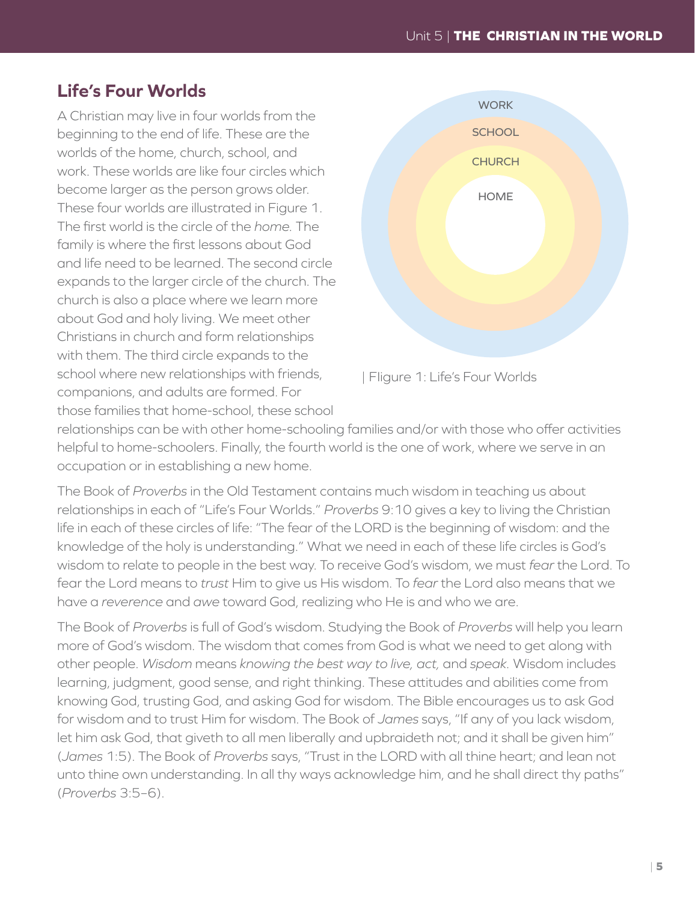## Life's Four Worlds

A Christian may live in four worlds from the beginning to the end of life. These are the worlds of the home, church, school, and work. These worlds are like four circles which become larger as the person grows older. These four worlds are illustrated in Figure 1. The first world is the circle of the *home*. The family is where the first lessons about God and life need to be learned. The second circle expands to the larger circle of the church. The church is also a place where we learn more about God and holy living. We meet other Christians in church and form relationships with them. The third circle expands to the school where new relationships with friends, companions, and adults are formed. For those families that home-school, these school relationships can be with other home-schooling families and/or with those who offer activities helpful to home-schoolers. Finally, the fourth world is the one of work, where we serve in an occupation or in establishing a new home.

WORK

SCHOOL

CHURCH

HOME

| FIigure 1: Life's Four Worlds

The Book of *Proverbs* in the Old Testament contains much wisdom in teaching us about relationships in each of "Life's Four Worlds." *Proverbs* 9:10 gives a key to living the Christian life in each of these circles of life: "The fear of the LORD is the beginning of wisdom: and the knowledge of the holy is understanding." What we need in each of these life circles is God's wisdom to relate to people in the best way. To receive God's wisdom, we must *fear* the Lord. To fear the Lord means to *trust* Him to give us His wisdom. To *fear* the Lord also means that we have a *reverence* and *awe* toward God, realizing who He is and who we are.

The Book of *Proverbs* is full of God's wisdom. Studying the Book of *Proverbs* will help you learn more of God's wisdom. The wisdom that comes from God is what we need to get along with other people. *Wisdom* means *knowing the best way to live, act,* and *speak.* Wisdom includes learning, judgment, good sense, and right thinking. These attitudes and abilities come from knowing God, trusting God, and asking God for wisdom. The Bible encourages us to ask God for wisdom and to trust Him for wisdom. The Book of *James* says, "If any of you lack wisdom, let him ask God, that giveth to all men liberally and upbraideth not; and it shall be given him" (*James* 1:5). The Book of *Proverbs* says, "Trust in the LORD with all thine heart; and lean not unto thine own understanding. In all thy ways acknowledge him, and he shall direct thy paths" (*Proverbs* 3:5–6).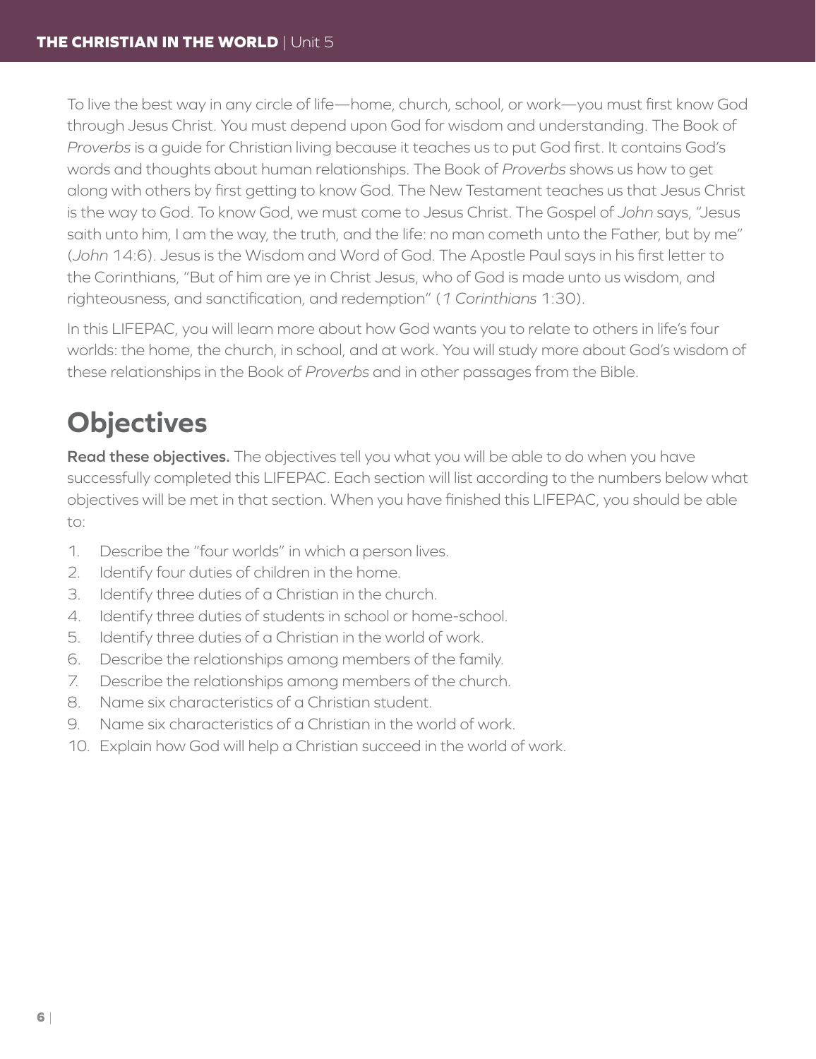To live the best way in any circle of life—home, church, school, or work—you must first know God through Jesus Christ. You must depend upon God for wisdom and understanding. The Book of *Proverbs* is a guide for Christian living because it teaches us to put God first. It contains God's words and thoughts about human relationships. The Book of *Proverbs* shows us how to get along with others by first getting to know God. The New Testament teaches us that Jesus Christ is the way to God. To know God, we must come to Jesus Christ. The Gospel of *John* says, "Jesus saith unto him, I am the way, the truth, and the life: no man cometh unto the Father, but by me" (*John* 14:6). Jesus is the Wisdom and Word of God. The Apostle Paul says in his first letter to the Corinthians, "But of him are ye in Christ Jesus, who of God is made unto us wisdom, and righteousness, and sanctification, and redemption" (*1 Corinthians* 1:30).

In this LIFEPAC, you will learn more about how God wants you to relate to others in life's four worlds: the home, the church, in school, and at work. You will study more about God's wisdom of these relationships in the Book of *Proverbs* and in other passages from the Bible.

## Objectives

**Read these objectives.** The objectives tell you what you will be able to do when you have successfully completed this LIFEPAC. Each section will list according to the numbers below what objectives will be met in that section. When you have finished this LIFEPAC, you should be able to:

1. Describe the "four worlds" in which a person lives.
2. Identify four duties of children in the home.
3. Identify three duties of a Christian in the church.
4. Identify three duties of students in school or home-school.
5. Identify three duties of a Christian in the world of work.
6. Describe the relationships among members of the family.
7. Describe the relationships among members of the church.
8. Name six characteristics of a Christian student.
9. Name six characteristics of a Christian in the world of work.
10. Explain how God will help a Christian succeed in the world of work.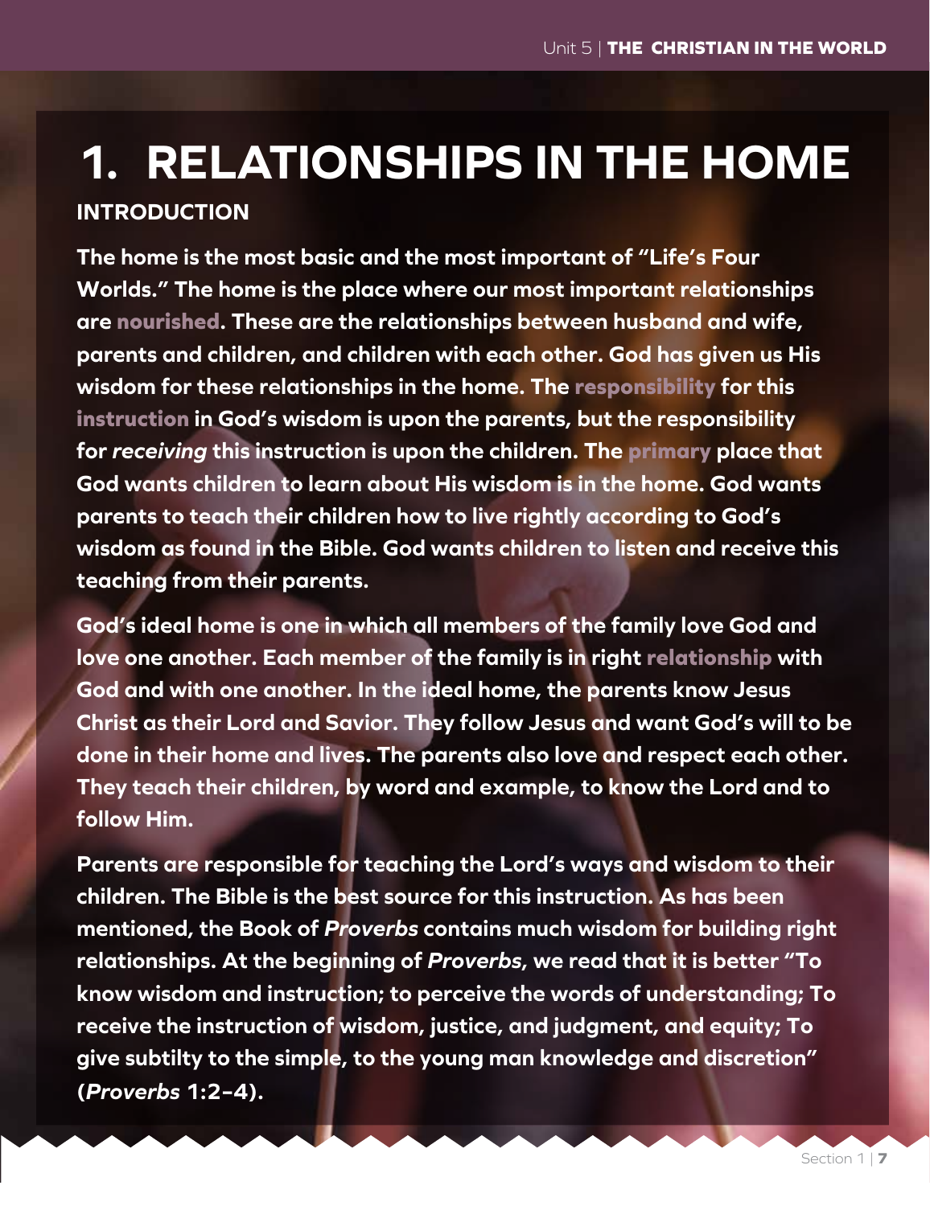# 1. RELATIONSHIPS IN THE HOME

## INTRODUCTION

**The home is the most basic and the most important of "Life's Four Worlds." The home is the place where our most important relationships are nourished. These are the relationships between husband and wife, parents and children, and children with each other. God has given us His wisdom for these relationships in the home. The responsibility for this instruction in God's wisdom is upon the parents, but the responsibility for *receiving* this instruction is upon the children. The primary place that God wants children to learn about His wisdom is in the home. God wants parents to teach their children how to live rightly according to God's wisdom as found in the Bible. God wants children to listen and receive this teaching from their parents.**

**God's ideal home is one in which all members of the family love God and love one another. Each member of the family is in right relationship with God and with one another. In the ideal home, the parents know Jesus Christ as their Lord and Savior. They follow Jesus and want God's will to be done in their home and lives. The parents also love and respect each other. They teach their children, by word and example, to know the Lord and to follow Him.**

**Parents are responsible for teaching the Lord's ways and wisdom to their children. The Bible is the best source for this instruction. As has been mentioned, the Book of *Proverbs* contains much wisdom for building right relationships. At the beginning of *Proverbs*, we read that it is better "To know wisdom and instruction; to perceive the words of understanding; To receive the instruction of wisdom, justice, and judgment, and equity; To give subtilty to the simple, to the young man knowledge and discretion" (*Proverbs* 1:2–4).**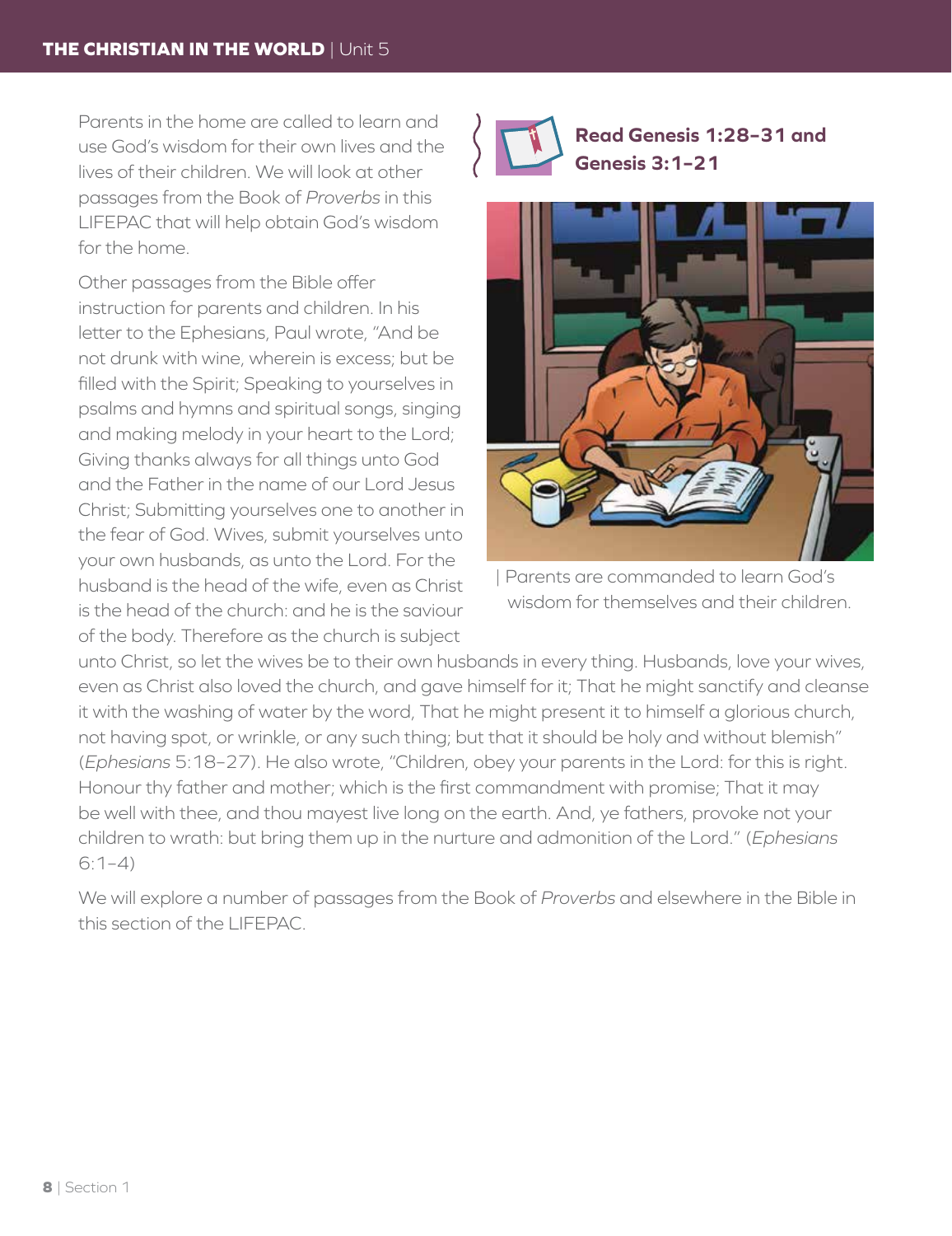Parents in the home are called to learn and use God's wisdom for their own lives and the lives of their children. We will look at other passages from the Book of *Proverbs* in this LIFEPAC that will help obtain God's wisdom for the home.

Other passages from the Bible offer instruction for parents and children. In his letter to the Ephesians, Paul wrote, "And be not drunk with wine, wherein is excess; but be filled with the Spirit; Speaking to yourselves in psalms and hymns and spiritual songs, singing and making melody in your heart to the Lord; Giving thanks always for all things unto God and the Father in the name of our Lord Jesus Christ; Submitting yourselves one to another in the fear of God. Wives, submit yourselves unto your own husbands, as unto the Lord. For the husband is the head of the wife, even as Christ is the head of the church: and he is the saviour of the body. Therefore as the church is subject unto Christ, so let the wives be to their own husbands in every thing. Husbands, love your wives, even as Christ also loved the church, and gave himself for it; That he might sanctify and cleanse it with the washing of water by the word, That he might present it to himself a glorious church, not having spot, or wrinkle, or any such thing; but that it should be holy and without blemish" (*Ephesians* 5:18–27). He also wrote, "Children, obey your parents in the Lord: for this is right. Honour thy father and mother; which is the first commandment with promise; That it may be well with thee, and thou mayest live long on the earth. And, ye fathers, provoke not your children to wrath: but bring them up in the nurture and admonition of the Lord." (*Ephesians* 6:1–4)

**Read Genesis 1:28–31 and Genesis 3:1–21**

| Parents are commanded to learn God's wisdom for themselves and their children.

We will explore a number of passages from the Book of *Proverbs* and elsewhere in the Bible in this section of the LIFEPAC.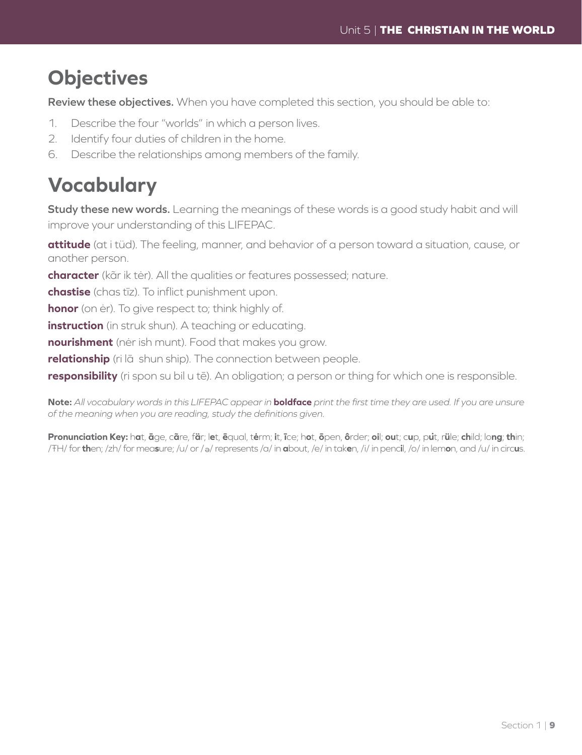## Objectives

**Review these objectives.** When you have completed this section, you should be able to:

1. Describe the four "worlds" in which a person lives.
2. Identify four duties of children in the home.
6. Describe the relationships among members of the family.

## Vocabulary

**Study these new words.** Learning the meanings of these words is a good study habit and will improve your understanding of this LIFEPAC.

**attitude** (at i tüd). The feeling, manner, and behavior of a person toward a situation, cause, or another person.

**character** (kãr ik tėr). All the qualities or features possessed; nature.

**chastise** (chas tīz). To inflict punishment upon.

**honor** (on ėr). To give respect to; think highly of.

**instruction** (in struk shun). A teaching or educating.

**nourishment** (nėr ish munt). Food that makes you grow.

**relationship** (ri lā shun ship). The connection between people.

**responsibility** (ri spon su bil u tē). An obligation; a person or thing for which one is responsible.

**Note:** *All vocabulary words in this LIFEPAC appear in* **boldface** *print the first time they are used. If you are unsure of the meaning when you are reading, study the definitions given.*

**Pronunciation Key:** h**a**t, **ā**ge, c**ã**re, f**ä**r; l**e**t, **ē**qual, t**ė**rm; **i**t, **ī**ce; h**o**t, **ō**pen, **ô**rder; **oi**l; **ou**t; c**u**p, p**u̇**t, r**ü**le; **ch**ild; lo**ng**; **th**in; /ŦH/ for **th**en; /zh/ for mea**s**ure; /u/ or /ə/ represents /a/ in **a**bout, /e/ in tak**e**n, /i/ in penc**i**l, /o/ in lem**o**n, and /u/ in circ**u**s.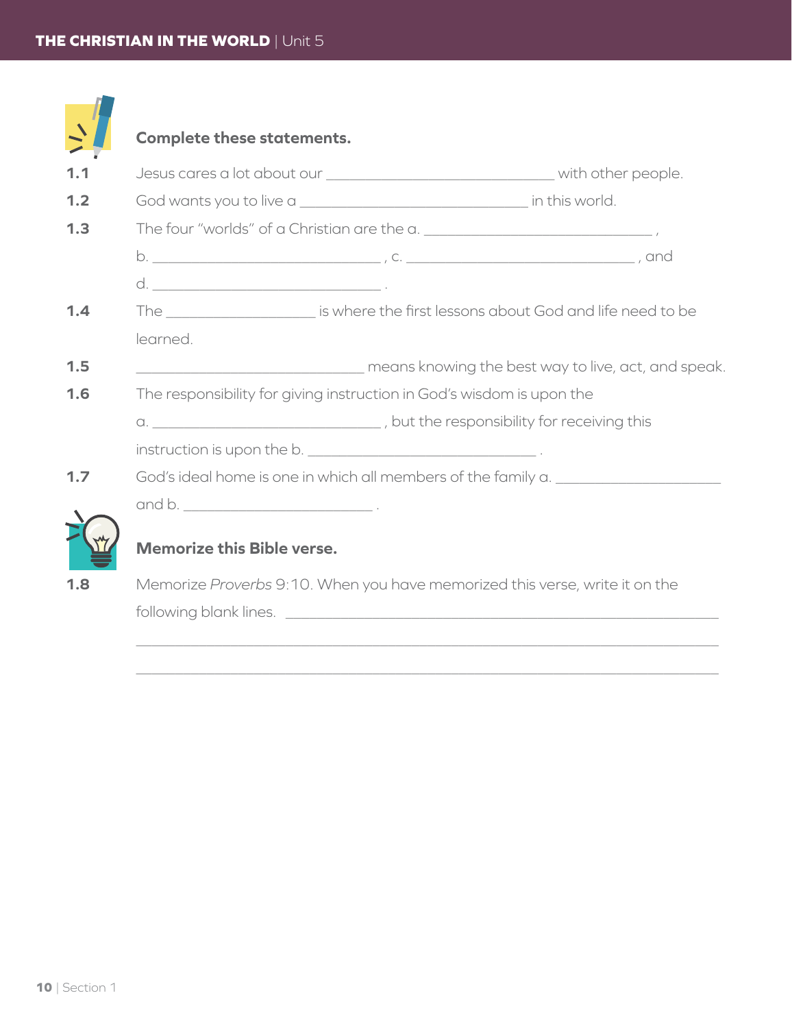**Complete these statements.**

**1.1** Jesus cares a lot about our ______________________________ with other people.

**1.2** God wants you to live a ______________________________ in this world.

**1.3** The four "worlds" of a Christian are the a. ______________________________ ,

b. ______________________________ , c. ______________________________ , and

d. ______________________________ .

**1.4** The ____________________ is where the first lessons about God and life need to be learned.

**1.5** ______________________________ means knowing the best way to live, act, and speak.

**1.6** The responsibility for giving instruction in God's wisdom is upon the

a. ______________________________ , but the responsibility for receiving this instruction is upon the b. ______________________________ .

**1.7** God's ideal home is one in which all members of the family a. ____________________ and b. _________________________ .

**Memorize this Bible verse.**

**1.8** Memorize *Proverbs* 9:10. When you have memorized this verse, write it on the following blank lines. ____________________________________________________________

______________________________________________________________________________

______________________________________________________________________________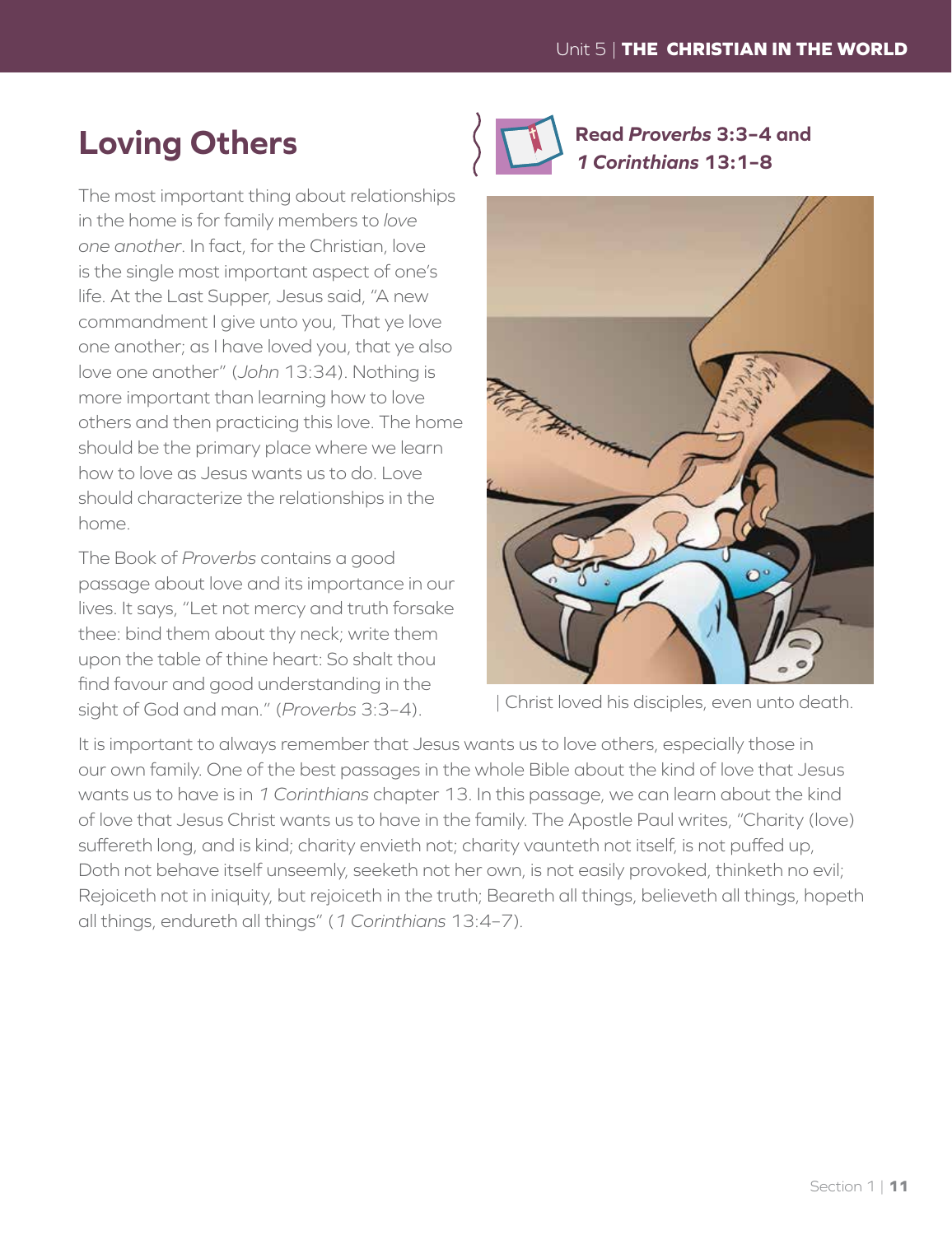## Loving Others

The most important thing about relationships in the home is for family members to *love one another*. In fact, for the Christian, love is the single most important aspect of one's life. At the Last Supper, Jesus said, "A new commandment I give unto you, That ye love one another; as I have loved you, that ye also love one another" (*John* 13:34). Nothing is more important than learning how to love others and then practicing this love. The home should be the primary place where we learn how to love as Jesus wants us to do. Love should characterize the relationships in the home.

**Read *Proverbs* 3:3–4 and *1 Corinthians* 13:1–8**

The Book of *Proverbs* contains a good passage about love and its importance in our lives. It says, "Let not mercy and truth forsake thee: bind them about thy neck; write them upon the table of thine heart: So shalt thou find favour and good understanding in the sight of God and man." (*Proverbs* 3:3–4).

| Christ loved his disciples, even unto death.

It is important to always remember that Jesus wants us to love others, especially those in our own family. One of the best passages in the whole Bible about the kind of love that Jesus wants us to have is in *1 Corinthians* chapter 13. In this passage, we can learn about the kind of love that Jesus Christ wants us to have in the family. The Apostle Paul writes, "Charity (love) suffereth long, and is kind; charity envieth not; charity vaunteth not itself, is not puffed up, Doth not behave itself unseemly, seeketh not her own, is not easily provoked, thinketh no evil; Rejoiceth not in iniquity, but rejoiceth in the truth; Beareth all things, believeth all things, hopeth all things, endureth all things" (*1 Corinthians* 13:4–7).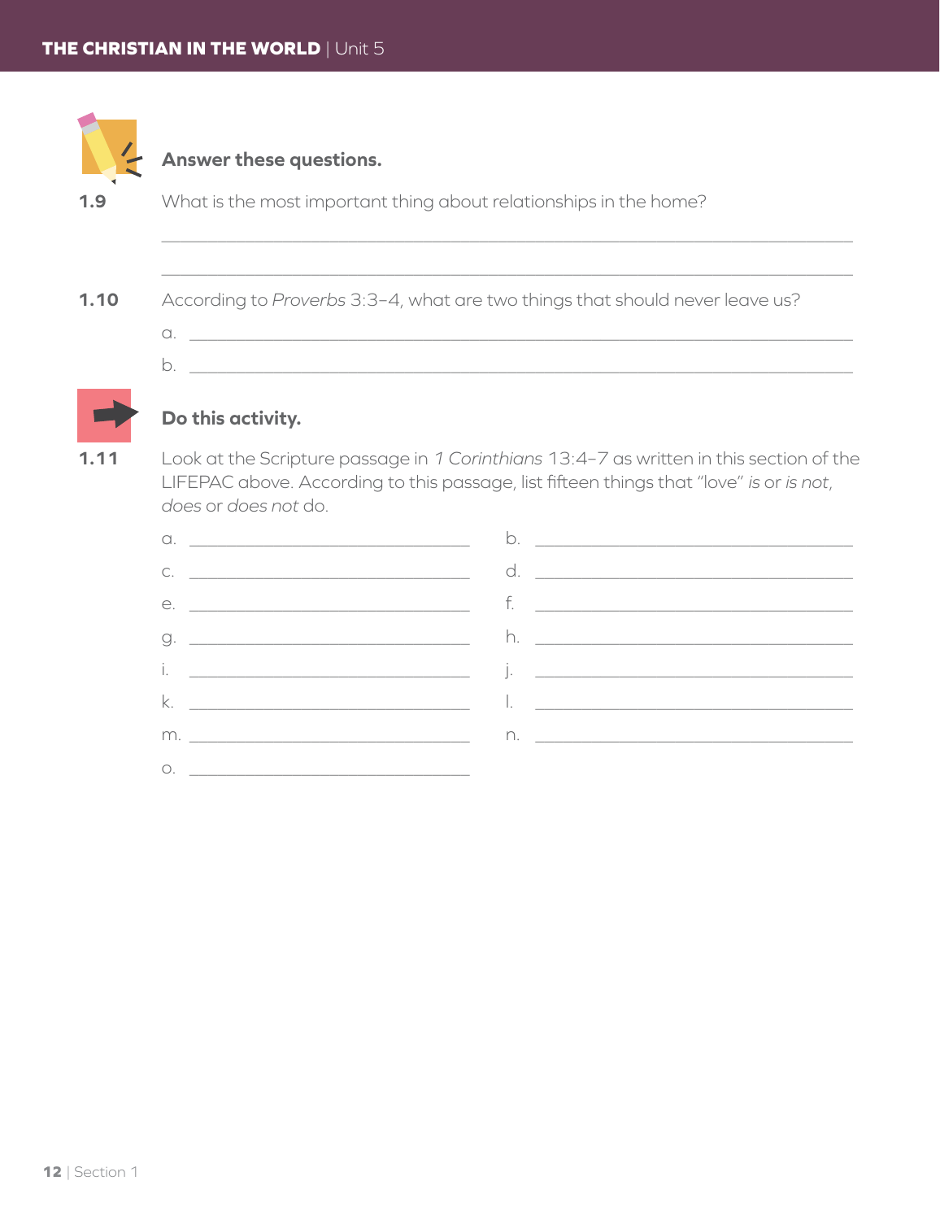**Answer these questions.**

**1.9** What is the most important thing about relationships in the home?

______________________________________________________________________

______________________________________________________________________

**1.10** According to *Proverbs* 3:3–4, what are two things that should never leave us?

a. ____________________________________________________________________

b. ____________________________________________________________________

**Do this activity.**

**1.11** Look at the Scripture passage in *1 Corinthians* 13:4–7 as written in this section of the LIFEPAC above. According to this passage, list fifteen things that "love" *is* or *is not*, *does* or *does not* do.

a. ______________________________ b. ______________________________

c. ______________________________ d. ______________________________

e. ______________________________ f. ______________________________

g. ______________________________ h. ______________________________

i. ______________________________ j. ______________________________

k. ______________________________ l. ______________________________

m. ______________________________ n. ______________________________

o. ______________________________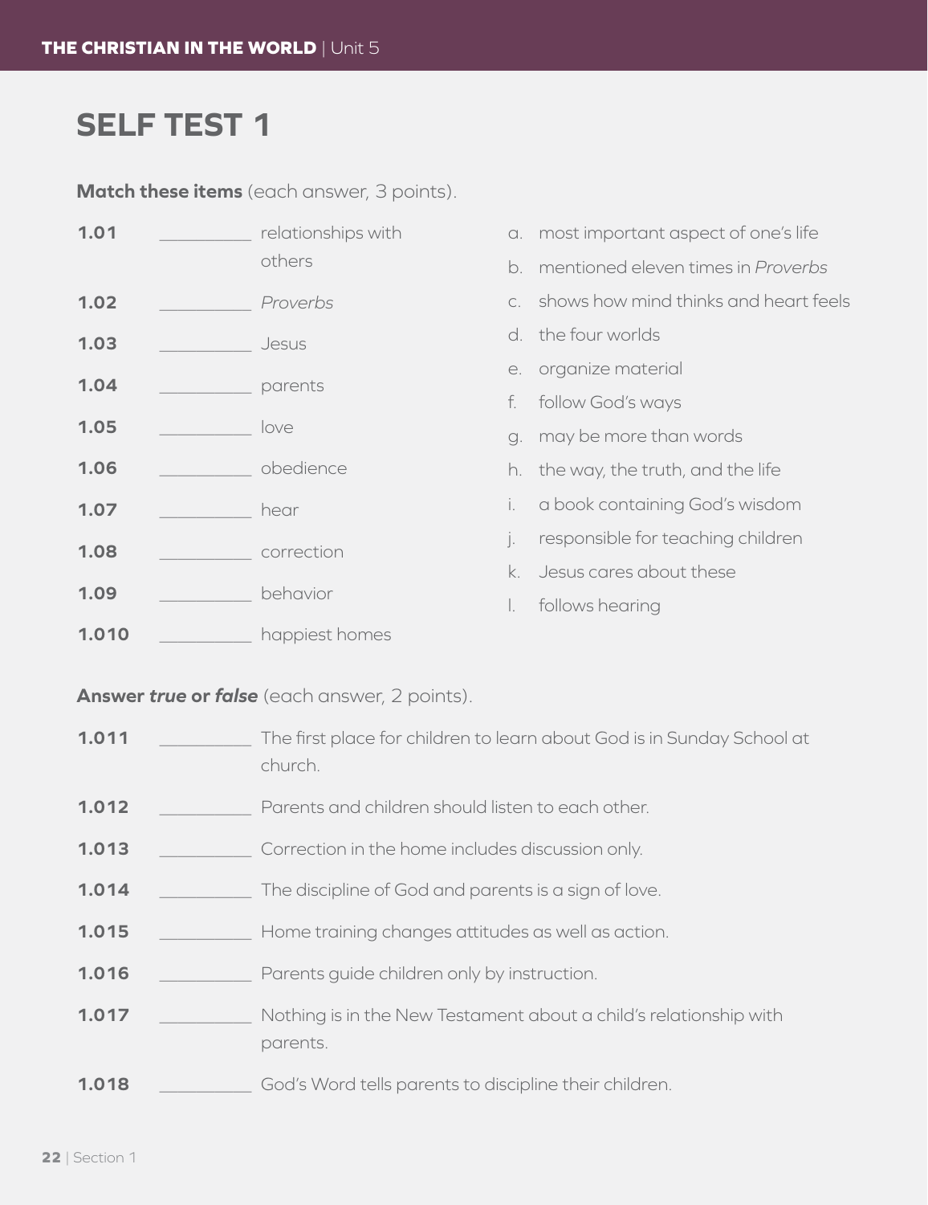# SELF TEST 1

**Match these items** (each answer, 3 points).

**1.01** __________ relationships with others

**1.02** __________ *Proverbs*

**1.03** __________ Jesus

**1.04** __________ parents

**1.05** __________ love

**1.06** __________ obedience

**1.07** __________ hear

**1.08** __________ correction

**1.09** __________ behavior

**1.010** __________ happiest homes

a. most important aspect of one's life
b. mentioned eleven times in *Proverbs*
c. shows how mind thinks and heart feels
d. the four worlds
e. organize material
f. follow God's ways
g. may be more than words
h. the way, the truth, and the life
i. a book containing God's wisdom
j. responsible for teaching children
k. Jesus cares about these
l. follows hearing

**Answer *true* or *false*** (each answer, 2 points).

**1.011** __________ The first place for children to learn about God is in Sunday School at church.

**1.012** __________ Parents and children should listen to each other.

**1.013** __________ Correction in the home includes discussion only.

**1.014** __________ The discipline of God and parents is a sign of love.

**1.015** __________ Home training changes attitudes as well as action.

**1.016** __________ Parents guide children only by instruction.

**1.017** __________ Nothing is in the New Testament about a child's relationship with parents.

**1.018** __________ God's Word tells parents to discipline their children.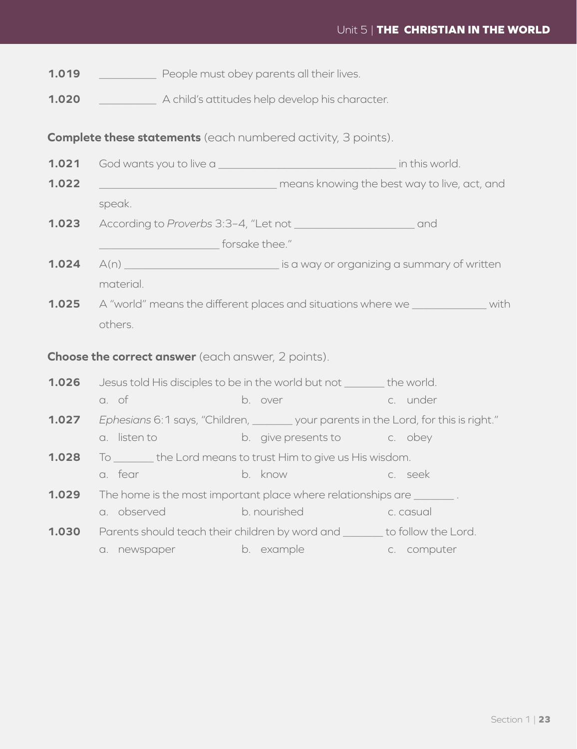**1.019** __________ People must obey parents all their lives.

**1.020** __________ A child's attitudes help develop his character.

**Complete these statements** (each numbered activity, 3 points).

**1.021** God wants you to live a ______________________________ in this world.

**1.022** ______________________________ means knowing the best way to live, act, and speak.

**1.023** According to *Proverbs* 3:3–4, "Let not ____________________ and ____________________ forsake thee."

**1.024** A(n) __________________________ is a way or organizing a summary of written material.

**1.025** A "world" means the different places and situations where we ____________ with others.

**Choose the correct answer** (each answer, 2 points).

**1.026** Jesus told His disciples to be in the world but not _______ the world.

a. of b. over c. under

**1.027** *Ephesians* 6:1 says, "Children, _______ your parents in the Lord, for this is right."

a. listen to b. give presents to c. obey

**1.028** To _______ the Lord means to trust Him to give us His wisdom.

a. fear b. know c. seek

**1.029** The home is the most important place where relationships are _______ .

a. observed b. nourished c. casual

**1.030** Parents should teach their children by word and _______ to follow the Lord.

a. newspaper b. example c. computer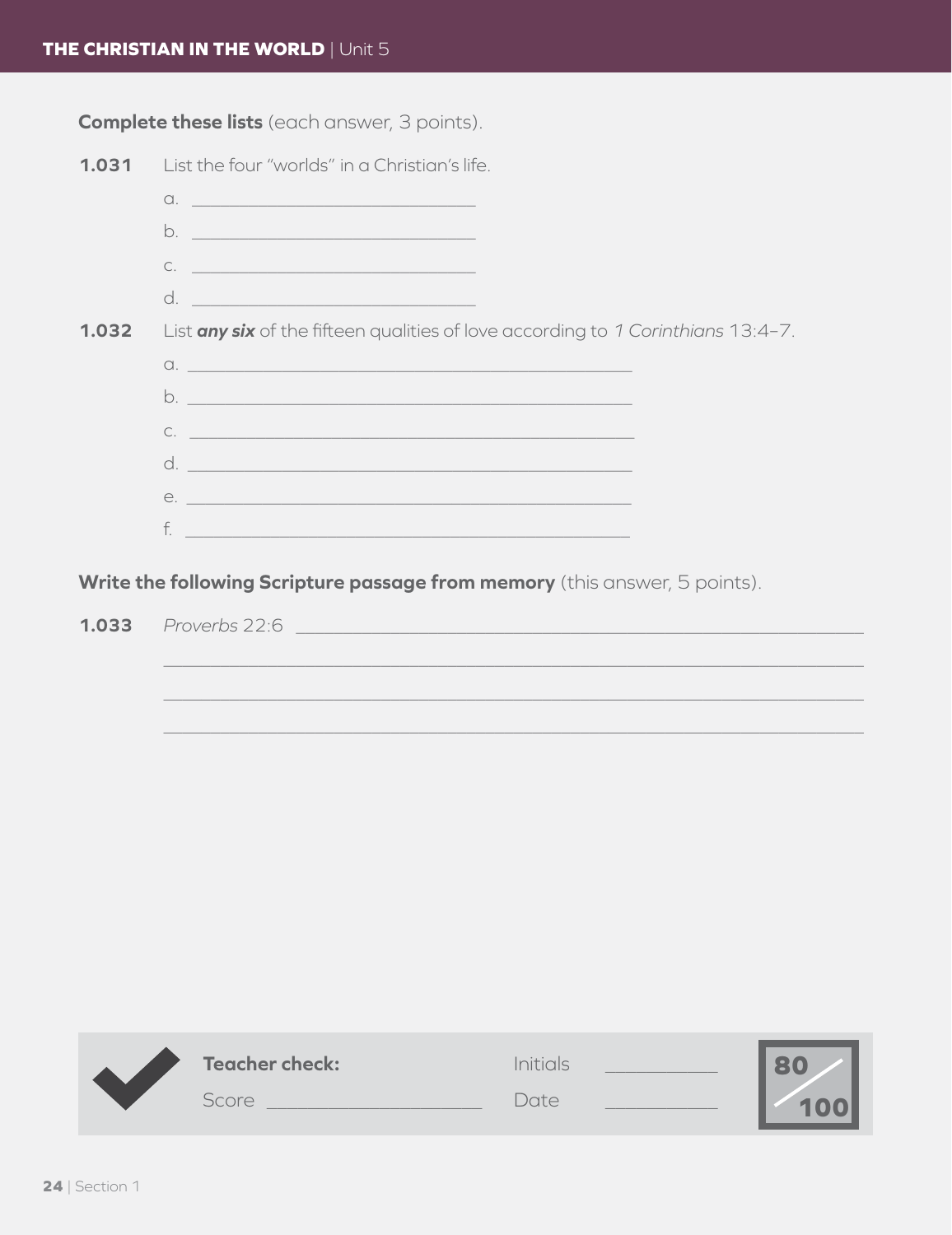**Complete these lists** (each answer, 3 points).

**1.031** List the four "worlds" in a Christian's life.

a. ____________________________

b. ____________________________

c. ____________________________

d. ____________________________

**1.032** List ***any six*** of the fifteen qualities of love according to *1 Corinthians* 13:4–7.

a. ____________________________________________

b. ____________________________________________

c. ____________________________________________

d. ____________________________________________

e. ____________________________________________

f. ____________________________________________

**Write the following Scripture passage from memory** (this answer, 5 points).

**1.033** *Proverbs* 22:6 ____________________________________________________

____________________________________________________________________

____________________________________________________________________

____________________________________________________________________

**Teacher check:** Initials __________

Score ____________________ Date __________

80/100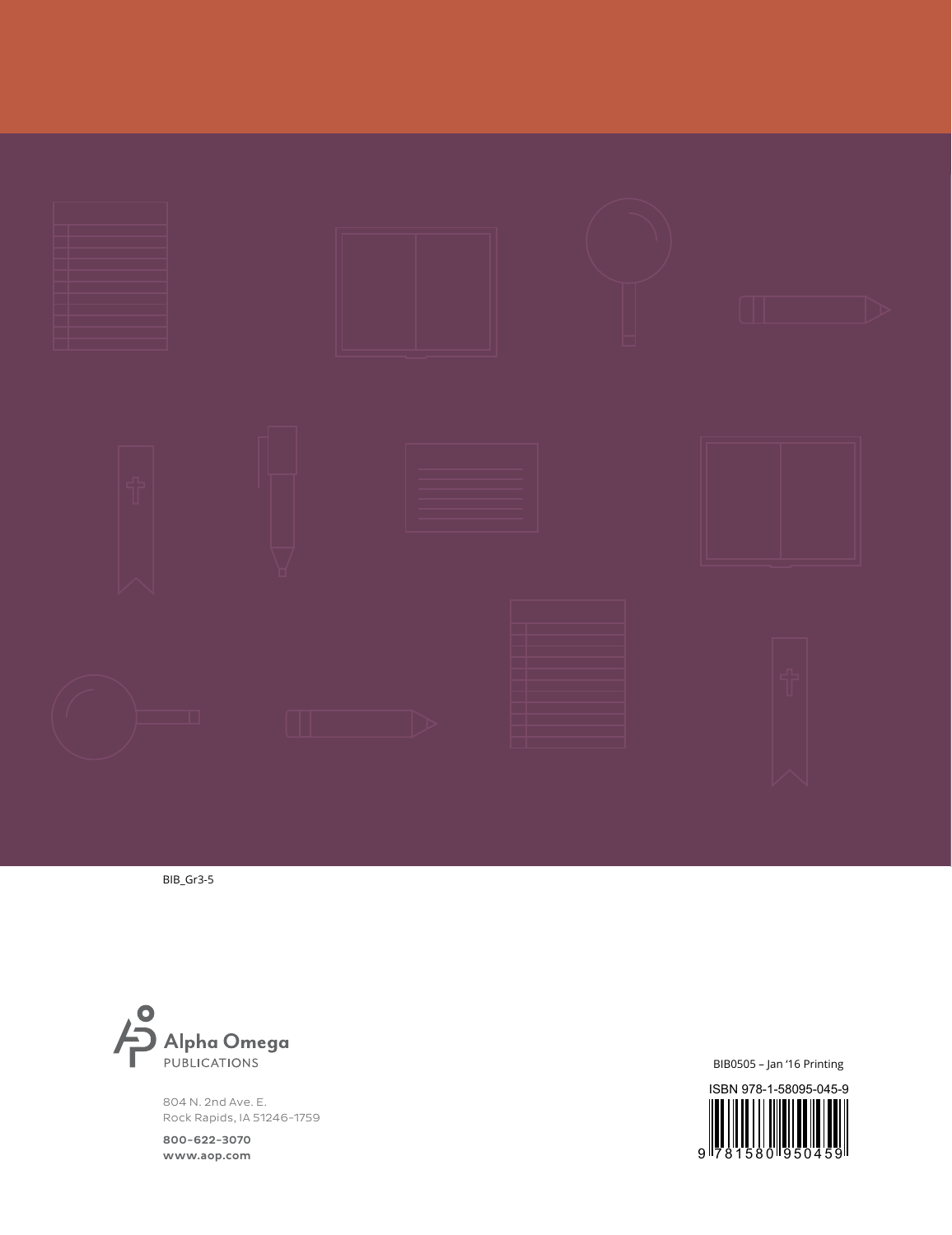BIB_Gr3-5

Alpha Omega
PUBLICATIONS

804 N. 2nd Ave. E.
Rock Rapids, IA 51246-1759

**800-622-3070**
**www.aop.com**

BIB0505 – Jan '16 Printing

ISBN 978-1-58095-045-9

9 781580 950459